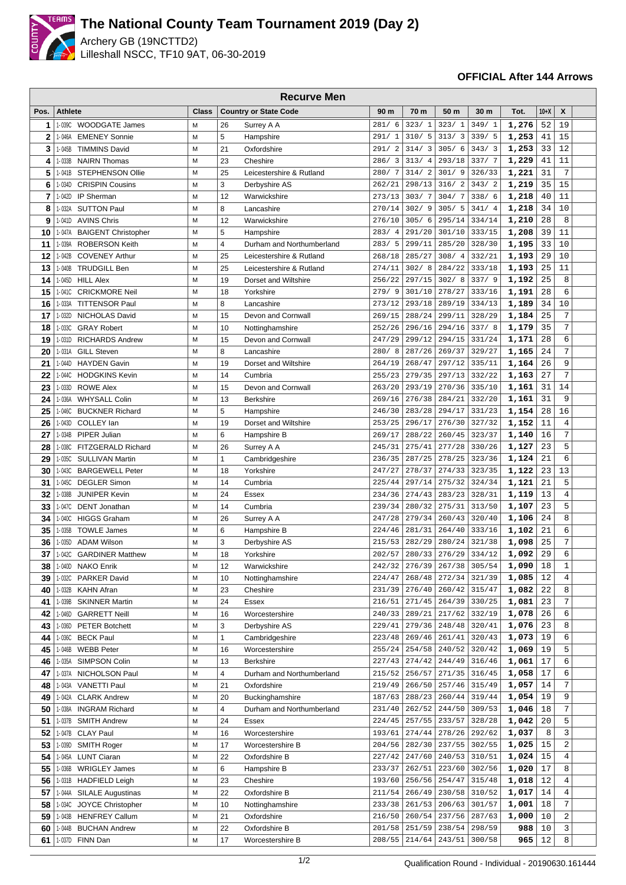# The National County Team Tournament 2019 (Day 2)

Archery GB (19NCTTD2)
Lilleshall NSCC, TF10 9AT, 06-30-2019

**OFFICIAL After 144 Arrows**

**Recurve Men**

| Pos. | Athlete | | Class | Country or State Code | | 90 m | 70 m | 50 m | 30 m | Tot. | 10+X | X |
|---|---|---|---|---|---|---|---|---|---|---|---|---|
| 1 | 1-039C | WOODGATE James | M | 26 | Surrey A A | 281/ 6 | 323/ 1 | 323/ 1 | 349/ 1 | 1,276 | 52 | 19 |
| 2 | 1-046A | EMENEY Sonnie | M | 5 | Hampshire | 291/ 1 | 310/ 5 | 313/ 3 | 339/ 5 | 1,253 | 41 | 15 |
| 3 | 1-045B | TIMMINS David | M | 21 | Oxfordshire | 291/ 2 | 314/ 3 | 305/ 6 | 343/ 3 | 1,253 | 33 | 12 |
| 4 | 1-033B | NAIRN Thomas | M | 23 | Cheshire | 286/ 3 | 313/ 4 | 293/18 | 337/ 7 | 1,229 | 41 | 11 |
| 5 | 1-041B | STEPHENSON Ollie | M | 25 | Leicestershire & Rutland | 280/ 7 | 314/ 2 | 301/ 9 | 326/33 | 1,221 | 31 | 7 |
| 6 | 1-034D | CRISPIN Cousins | M | 3 | Derbyshire AS | 262/21 | 298/13 | 316/ 2 | 343/ 2 | 1,219 | 35 | 15 |
| 7 | 1-042D | IP Sherman | M | 12 | Warwickshire | 273/13 | 303/ 7 | 304/ 7 | 338/ 6 | 1,218 | 40 | 11 |
| 8 | 1-032A | SUTTON Paul | M | 8 | Lancashire | 270/14 | 302/ 9 | 305/ 5 | 341/ 4 | 1,218 | 34 | 10 |
| 9 | 1-041D | AVINS Chris | M | 12 | Warwickshire | 276/10 | 305/ 6 | 295/14 | 334/14 | 1,210 | 28 | 8 |
| 10 | 1-047A | BAIGENT Christopher | M | 5 | Hampshire | 283/ 4 | 291/20 | 301/10 | 333/15 | 1,208 | 39 | 11 |
| 11 | 1-039A | ROBERSON Keith | M | 4 | Durham and Northumberland | 283/ 5 | 299/11 | 285/20 | 328/30 | 1,195 | 33 | 10 |
| 12 | 1-042B | COVENEY Arthur | M | 25 | Leicestershire & Rutland | 268/18 | 285/27 | 308/ 4 | 332/21 | 1,193 | 29 | 10 |
| 13 | 1-040B | TRUDGILL Ben | M | 25 | Leicestershire & Rutland | 274/11 | 302/ 8 | 284/22 | 333/18 | 1,193 | 25 | 11 |
| 14 | 1-045D | HILL Alex | M | 19 | Dorset and Wiltshire | 256/22 | 297/15 | 302/ 8 | 337/ 9 | 1,192 | 25 | 8 |
| 15 | 1-041C | CRICKMORE Neil | M | 18 | Yorkshire | 279/ 9 | 301/10 | 278/27 | 333/16 | 1,191 | 28 | 6 |
| 16 | 1-033A | TITTENSOR Paul | M | 8 | Lancashire | 273/12 | 293/18 | 289/19 | 334/13 | 1,189 | 34 | 10 |
| 17 | 1-032D | NICHOLAS David | M | 15 | Devon and Cornwall | 269/15 | 288/24 | 299/11 | 328/29 | 1,184 | 25 | 7 |
| 18 | 1-033C | GRAY Robert | M | 10 | Nottinghamshire | 252/26 | 296/16 | 294/16 | 337/ 8 | 1,179 | 35 | 7 |
| 19 | 1-031D | RICHARDS Andrew | M | 15 | Devon and Cornwall | 247/29 | 299/12 | 294/15 | 331/24 | 1,171 | 28 | 6 |
| 20 | 1-031A | GILL Steven | M | 8 | Lancashire | 280/ 8 | 287/26 | 269/37 | 329/27 | 1,165 | 24 | 7 |
| 21 | 1-044D | HAYDEN Gavin | M | 19 | Dorset and Wiltshire | 264/19 | 268/47 | 297/12 | 335/11 | 1,164 | 26 | 9 |
| 22 | 1-044C | HODGKINS Kevin | M | 14 | Cumbria | 255/23 | 279/35 | 297/13 | 332/22 | 1,163 | 27 | 7 |
| 23 | 1-033D | ROWE Alex | M | 15 | Devon and Cornwall | 263/20 | 293/19 | 270/36 | 335/10 | 1,161 | 31 | 14 |
| 24 | 1-036A | WHYSALL Colin | M | 13 | Berkshire | 269/16 | 276/38 | 284/21 | 332/20 | 1,161 | 31 | 9 |
| 25 | 1-046C | BUCKNER Richard | M | 5 | Hampshire | 246/30 | 283/28 | 294/17 | 331/23 | 1,154 | 28 | 16 |
| 26 | 1-043D | COLLEY Ian | M | 19 | Dorset and Wiltshire | 253/25 | 296/17 | 276/30 | 327/32 | 1,152 | 11 | 4 |
| 27 | 1-034B | PIPER Julian | M | 6 | Hampshire B | 269/17 | 288/22 | 260/45 | 323/37 | 1,140 | 16 | 7 |
| 28 | 1-038C | FITZGERALD Richard | M | 26 | Surrey A A | 245/31 | 275/41 | 277/28 | 330/26 | 1,127 | 23 | 5 |
| 29 | 1-035C | SULLIVAN Martin | M | 1 | Cambridgeshire | 236/35 | 287/25 | 278/25 | 323/36 | 1,124 | 21 | 6 |
| 30 | 1-043C | BARGEWELL Peter | M | 18 | Yorkshire | 247/27 | 278/37 | 274/33 | 323/35 | 1,122 | 23 | 13 |
| 31 | 1-045C | DEGLER Simon | M | 14 | Cumbria | 225/44 | 297/14 | 275/32 | 324/34 | 1,121 | 21 | 5 |
| 32 | 1-038B | JUNIPER Kevin | M | 24 | Essex | 234/36 | 274/43 | 283/23 | 328/31 | 1,119 | 13 | 4 |
| 33 | 1-047C | DENT Jonathan | M | 14 | Cumbria | 239/34 | 280/32 | 275/31 | 313/50 | 1,107 | 23 | 5 |
| 34 | 1-040C | HIGGS Graham | M | 26 | Surrey A A | 247/28 | 279/34 | 260/43 | 320/40 | 1,106 | 24 | 8 |
| 35 | 1-035B | TOWLE James | M | 6 | Hampshire B | 224/46 | 281/31 | 264/40 | 333/16 | 1,102 | 21 | 6 |
| 36 | 1-035D | ADAM Wilson | M | 3 | Derbyshire AS | 215/53 | 282/29 | 280/24 | 321/38 | 1,098 | 25 | 7 |
| 37 | 1-042C | GARDINER Matthew | M | 18 | Yorkshire | 202/57 | 280/33 | 276/29 | 334/12 | 1,092 | 29 | 6 |
| 38 | 1-040D | NAKO Enrik | M | 12 | Warwickshire | 242/32 | 276/39 | 267/38 | 305/54 | 1,090 | 18 | 1 |
| 39 | 1-032C | PARKER David | M | 10 | Nottinghamshire | 224/47 | 268/48 | 272/34 | 321/39 | 1,085 | 12 | 4 |
| 40 | 1-032B | KAHN Afran | M | 23 | Cheshire | 231/39 | 276/40 | 260/42 | 315/47 | 1,082 | 22 | 8 |
| 41 | 1-039B | SKINNER Martin | M | 24 | Essex | 216/51 | 271/45 | 264/39 | 330/25 | 1,081 | 23 | 7 |
| 42 | 1-046D | GARRETT Neill | M | 16 | Worcestershire | 240/33 | 289/21 | 217/62 | 332/19 | 1,078 | 26 | 6 |
| 43 | 1-036D | PETER Botchett | M | 3 | Derbyshire AS | 229/41 | 279/36 | 248/48 | 320/41 | 1,076 | 23 | 8 |
| 44 | 1-036C | BECK Paul | M | 1 | Cambridgeshire | 223/48 | 269/46 | 261/41 | 320/43 | 1,073 | 19 | 6 |
| 45 | 1-046B | WEBB Peter | M | 16 | Worcestershire | 255/24 | 254/58 | 240/52 | 320/42 | 1,069 | 19 | 5 |
| 46 | 1-035A | SIMPSON Colin | M | 13 | Berkshire | 227/43 | 274/42 | 244/49 | 316/46 | 1,061 | 17 | 6 |
| 47 | 1-037A | NICHOLSON Paul | M | 4 | Durham and Northumberland | 215/52 | 256/57 | 271/35 | 316/45 | 1,058 | 17 | 6 |
| 48 | 1-043A | VANETTI Paul | M | 21 | Oxfordshire | 219/49 | 266/50 | 257/46 | 315/49 | 1,057 | 14 | 7 |
| 49 | 1-042A | CLARK Andrew | M | 20 | Buckinghamshire | 187/63 | 288/23 | 260/44 | 319/44 | 1,054 | 19 | 9 |
| 50 | 1-038A | INGRAM Richard | M | 4 | Durham and Northumberland | 231/40 | 262/52 | 244/50 | 309/53 | 1,046 | 18 | 7 |
| 51 | 1-037B | SMITH Andrew | M | 24 | Essex | 224/45 | 257/55 | 233/57 | 328/28 | 1,042 | 20 | 5 |
| 52 | 1-047B | CLAY Paul | M | 16 | Worcestershire | 193/61 | 274/44 | 278/26 | 292/62 | 1,037 | 8 | 3 |
| 53 | 1-039D | SMITH Roger | M | 17 | Worcestershire B | 204/56 | 282/30 | 237/55 | 302/55 | 1,025 | 15 | 2 |
| 54 | 1-045A | LUNT Ciaran | M | 22 | Oxfordshire B | 227/42 | 247/60 | 240/53 | 310/51 | 1,024 | 15 | 4 |
| 55 | 1-036B | WRIGLEY James | M | 6 | Hampshire B | 233/37 | 262/51 | 223/60 | 302/56 | 1,020 | 17 | 8 |
| 56 | 1-031B | HADFIELD Leigh | M | 23 | Cheshire | 193/60 | 256/56 | 254/47 | 315/48 | 1,018 | 12 | 4 |
| 57 | 1-044A | SILALE Augustinas | M | 22 | Oxfordshire B | 211/54 | 266/49 | 230/58 | 310/52 | 1,017 | 14 | 4 |
| 58 | 1-034C | JOYCE Christopher | M | 10 | Nottinghamshire | 233/38 | 261/53 | 206/63 | 301/57 | 1,001 | 18 | 7 |
| 59 | 1-043B | HENFREY Callum | M | 21 | Oxfordshire | 216/50 | 260/54 | 237/56 | 287/63 | 1,000 | 10 | 2 |
| 60 | 1-044B | BUCHAN Andrew | M | 22 | Oxfordshire B | 201/58 | 251/59 | 238/54 | 298/59 | 988 | 10 | 3 |
| 61 | 1-037D | FINN Dan | M | 17 | Worcestershire B | 208/55 | 214/64 | 243/51 | 300/58 | 965 | 12 | 8 |

Qualification Round - Individual - 20190630.161444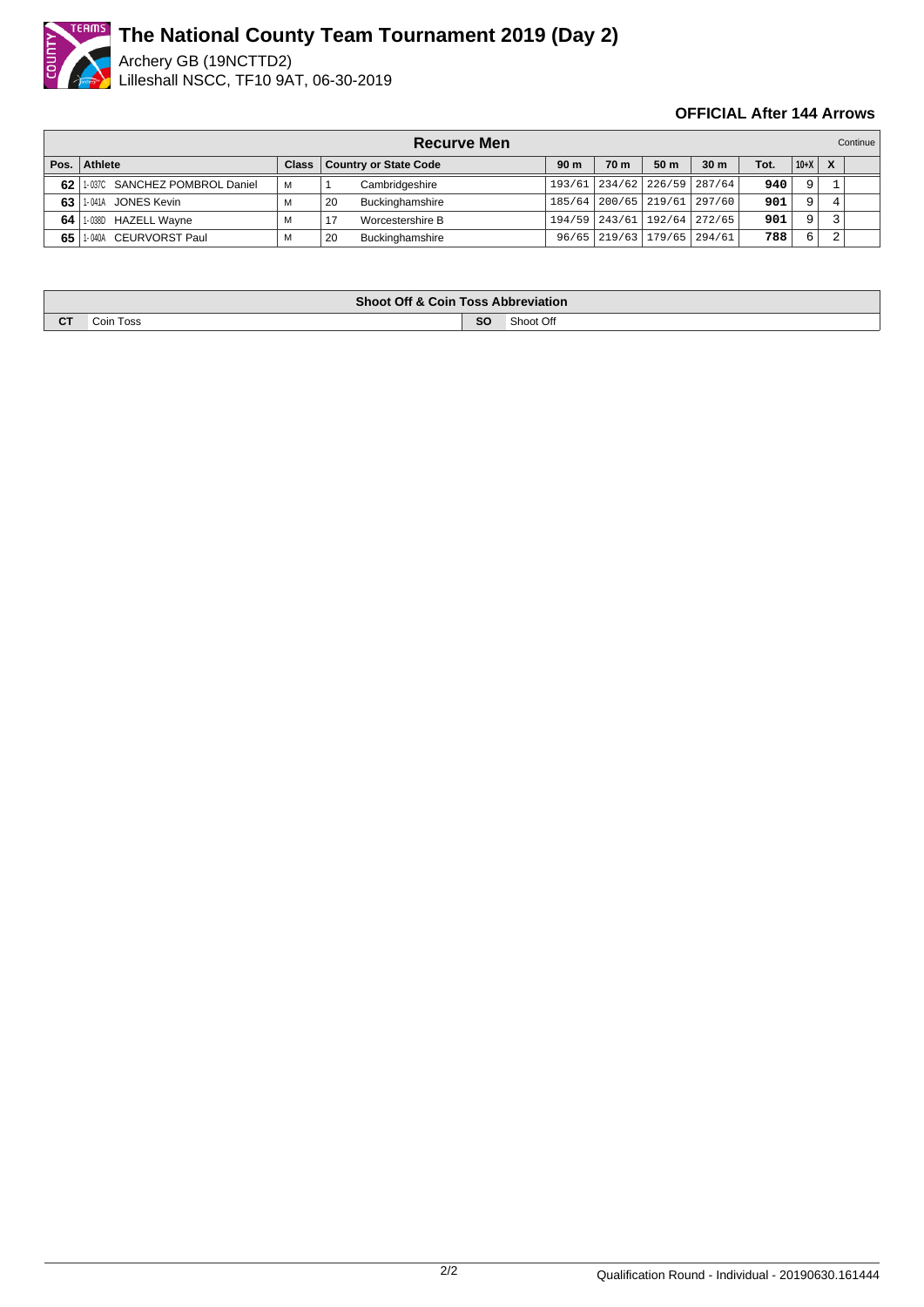# The National County Team Tournament 2019 (Day 2)

Archery GB (19NCTTD2)
Lilleshall NSCC, TF10 9AT, 06-30-2019

**OFFICIAL After 144 Arrows**

## Recurve Men

Continue

| Pos. | Athlete | Class | Country or State Code | | 90 m | 70 m | 50 m | 30 m | Tot. | 10+X | X | |
|---|---|---|---|---|---|---|---|---|---|---|---|---|
| 62 | 1-037C SANCHEZ POMBROL Daniel | M | 1 | Cambridgeshire | 193/61 | 234/62 | 226/59 | 287/64 | 940 | 9 | 1 | |
| 63 | 1-041A JONES Kevin | M | 20 | Buckinghamshire | 185/64 | 200/65 | 219/61 | 297/60 | 901 | 9 | 4 | |
| 64 | 1-038D HAZELL Wayne | M | 17 | Worcestershire B | 194/59 | 243/61 | 192/64 | 272/65 | 901 | 9 | 3 | |
| 65 | 1-040A CEURVORST Paul | M | 20 | Buckinghamshire | 96/65 | 219/63 | 179/65 | 294/61 | 788 | 6 | 2 | |

| Shoot Off & Coin Toss Abbreviation | | | |
|---|---|---|---|
| CT | Coin Toss | SO | Shoot Off |

Qualification Round - Individual - 20190630.161444